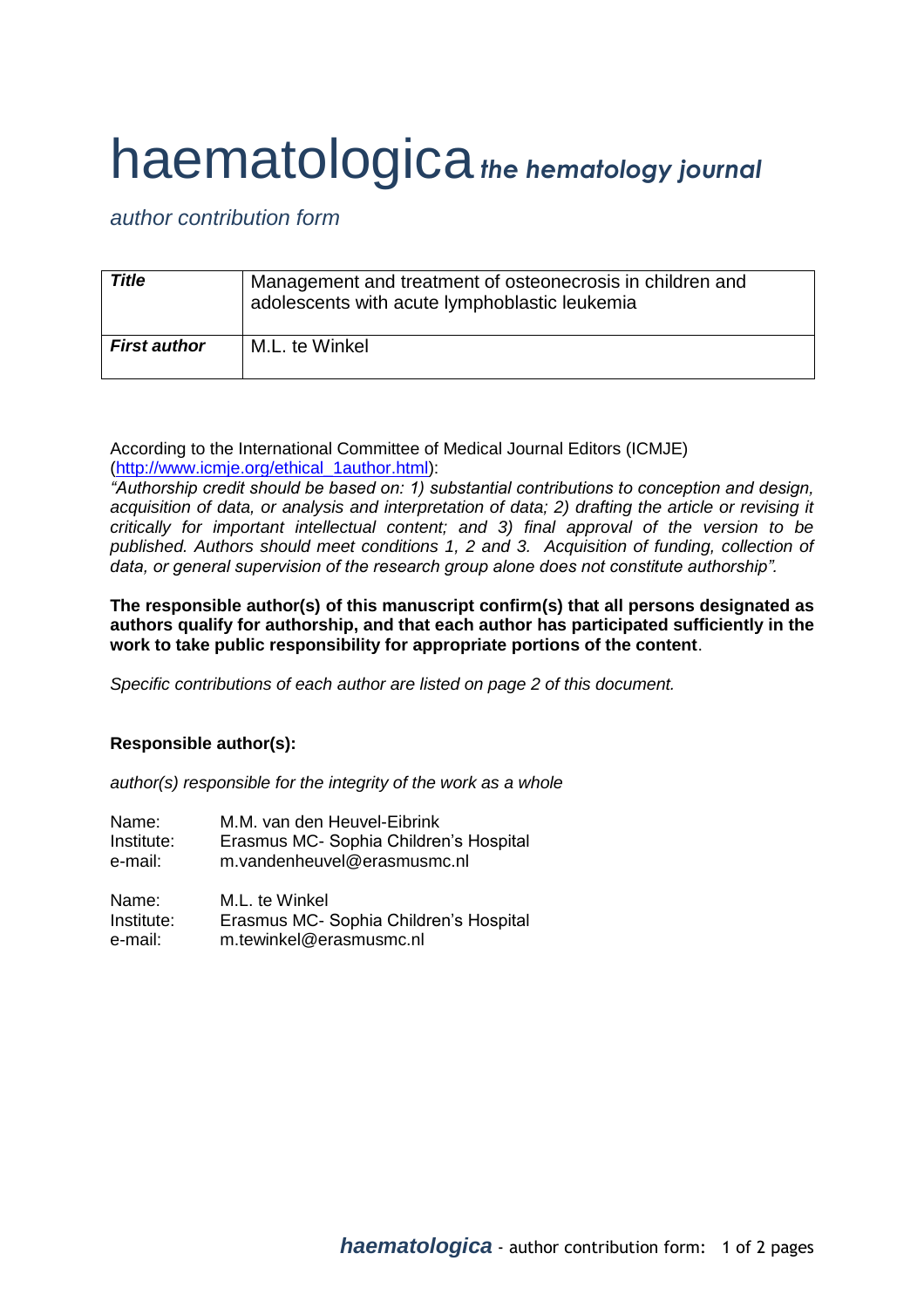# haematologica *the hematology journal*

*author contribution form*

| ***Title*** | Management and treatment of osteonecrosis in children and adolescents with acute lymphoblastic leukemia |
|---|---|
| ***First author*** | M.L. te Winkel |

According to the International Committee of Medical Journal Editors (ICMJE) (http://www.icmje.org/ethical_1author.html):

*"Authorship credit should be based on: 1) substantial contributions to conception and design, acquisition of data, or analysis and interpretation of data; 2) drafting the article or revising it critically for important intellectual content; and 3) final approval of the version to be published. Authors should meet conditions 1, 2 and 3. Acquisition of funding, collection of data, or general supervision of the research group alone does not constitute authorship".*

**The responsible author(s) of this manuscript confirm(s) that all persons designated as authors qualify for authorship, and that each author has participated sufficiently in the work to take public responsibility for appropriate portions of the content**.

*Specific contributions of each author are listed on page 2 of this document.*

**Responsible author(s):**

*author(s) responsible for the integrity of the work as a whole*

Name: M.M. van den Heuvel-Eibrink
Institute: Erasmus MC- Sophia Children's Hospital
e-mail: m.vandenheuvel@erasmusmc.nl

Name: M.L. te Winkel
Institute: Erasmus MC- Sophia Children's Hospital
e-mail: m.tewinkel@erasmusmc.nl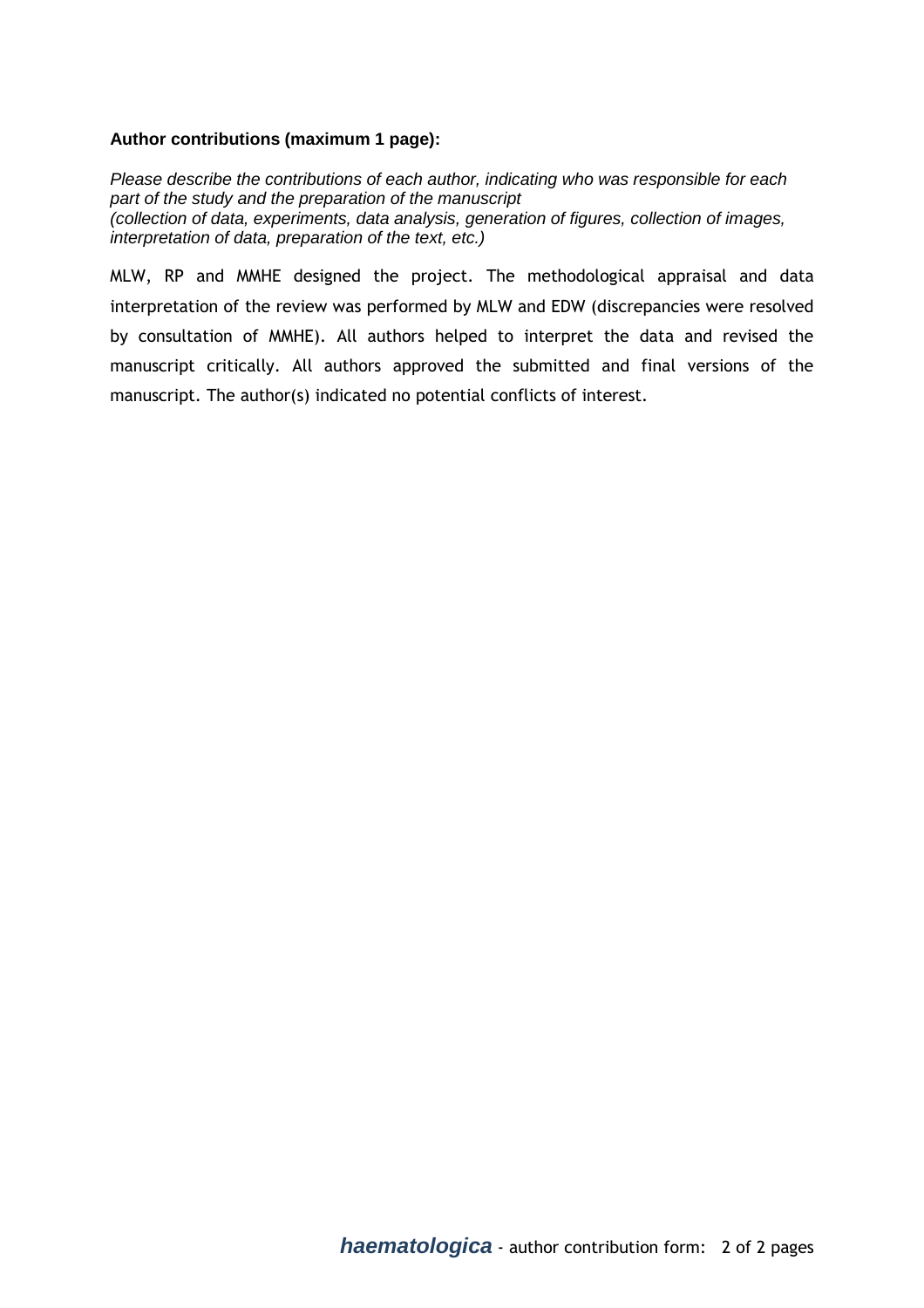**Author contributions (maximum 1 page):**

*Please describe the contributions of each author, indicating who was responsible for each part of the study and the preparation of the manuscript*
*(collection of data, experiments, data analysis, generation of figures, collection of images, interpretation of data, preparation of the text, etc.)*

MLW, RP and MMHE designed the project. The methodological appraisal and data interpretation of the review was performed by MLW and EDW (discrepancies were resolved by consultation of MMHE). All authors helped to interpret the data and revised the manuscript critically. All authors approved the submitted and final versions of the manuscript. The author(s) indicated no potential conflicts of interest.